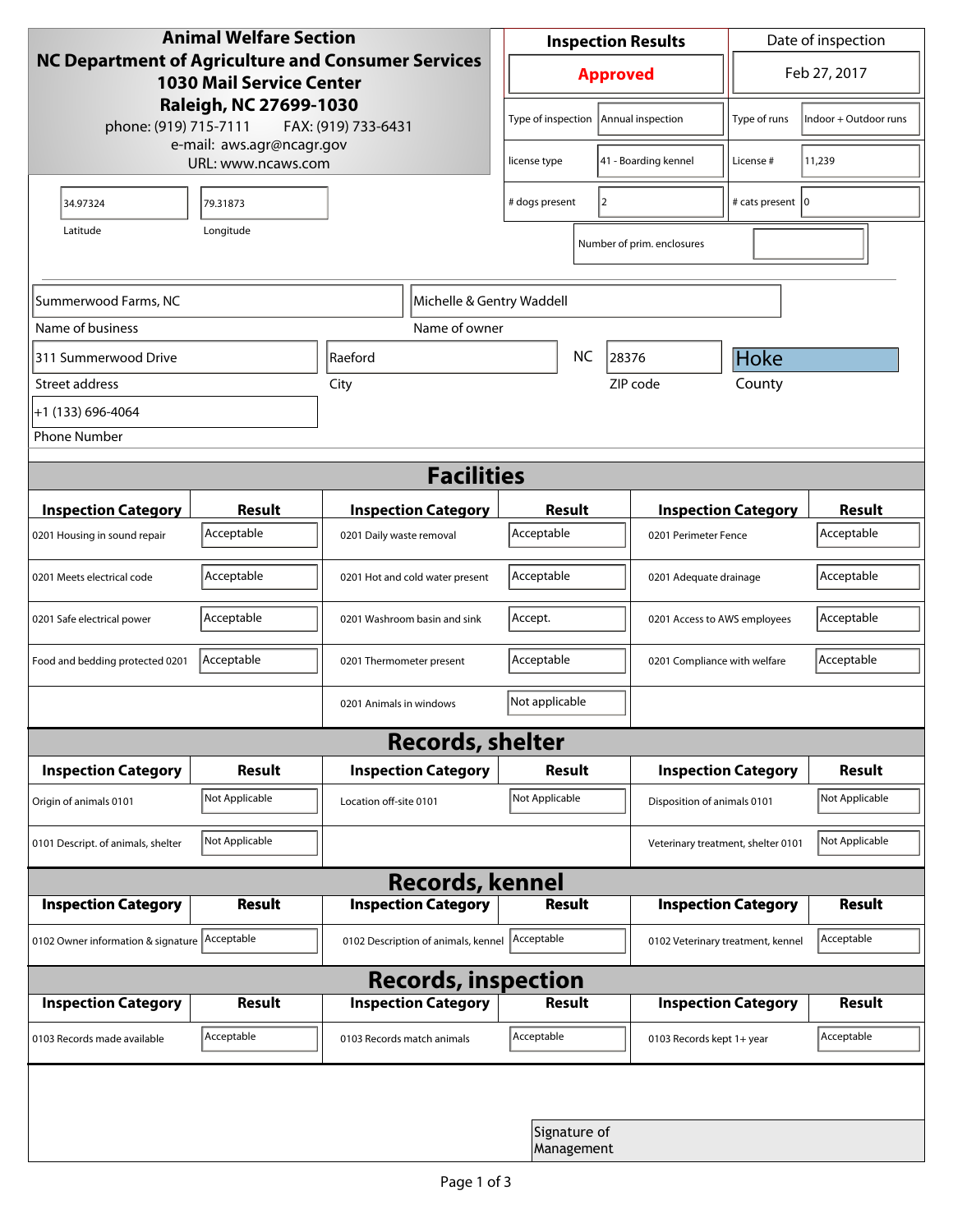**Animal Welfare Section**
**NC Department of Agriculture and Consumer Services**
**1030 Mail Service Center**
**Raleigh, NC 27699-1030**
phone: (919) 715-7111 FAX: (919) 733-6431
e-mail: aws.agr@ncagr.gov
URL: www.ncaws.com

| Inspection Results | Date of inspection |
| --- | --- |
| **Approved** | Feb 27, 2017 |

| | | | |
| --- | --- | --- | --- |
| Type of inspection | Annual inspection | Type of runs | Indoor + Outdoor runs |
| license type | 41 - Boarding kennel | License # | 11,239 |
| # dogs present | 2 | # cats present | 0 |
| Number of prim. enclosures | | | |

| Latitude | Longitude |
| --- | --- |
| 34.97324 | 79.31873 |

| Name of business | Name of owner |
| --- | --- |
| Summerwood Farms, NC | Michelle & Gentry Waddell |

| Street address | City | State | ZIP code | County |
| --- | --- | --- | --- | --- |
| 311 Summerwood Drive | Raeford | NC | 28376 | Hoke |

Phone Number: +1 (133) 696-4064

## Facilities

| Inspection Category | Result | Inspection Category | Result | Inspection Category | Result |
| --- | --- | --- | --- | --- | --- |
| 0201 Housing in sound repair | Acceptable | 0201 Daily waste removal | Acceptable | 0201 Perimeter Fence | Acceptable |
| 0201 Meets electrical code | Acceptable | 0201 Hot and cold water present | Acceptable | 0201 Adequate drainage | Acceptable |
| 0201 Safe electrical power | Acceptable | 0201 Washroom basin and sink | Accept. | 0201 Access to AWS employees | Acceptable |
| Food and bedding protected 0201 | Acceptable | 0201 Thermometer present | Acceptable | 0201 Compliance with welfare | Acceptable |
| | | 0201 Animals in windows | Not applicable | | |

## Records, shelter

| Inspection Category | Result | Inspection Category | Result | Inspection Category | Result |
| --- | --- | --- | --- | --- | --- |
| Origin of animals 0101 | Not Applicable | Location off-site 0101 | Not Applicable | Disposition of animals 0101 | Not Applicable |
| 0101 Descript. of animals, shelter | Not Applicable | | | Veterinary treatment, shelter 0101 | Not Applicable |

## Records, kennel

| Inspection Category | Result | Inspection Category | Result | Inspection Category | Result |
| --- | --- | --- | --- | --- | --- |
| 0102 Owner information & signature | Acceptable | 0102 Description of animals, kennel | Acceptable | 0102 Veterinary treatment, kennel | Acceptable |

## Records, inspection

| Inspection Category | Result | Inspection Category | Result | Inspection Category | Result |
| --- | --- | --- | --- | --- | --- |
| 0103 Records made available | Acceptable | 0103 Records match animals | Acceptable | 0103 Records kept 1+ year | Acceptable |

Signature of Management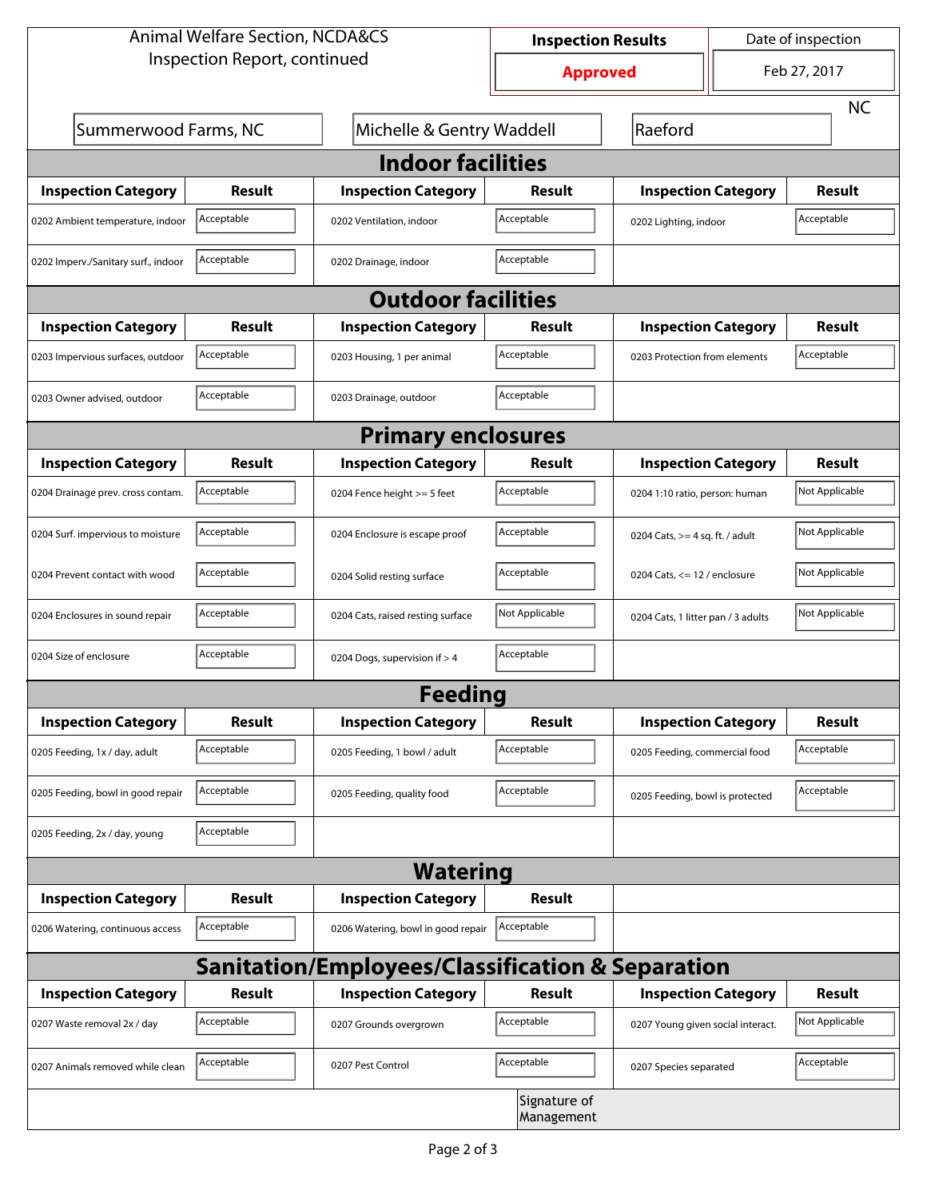Animal Welfare Section, NCDA&CS
Inspection Report, continued

| Inspection Results | Date of inspection |
|---|---|
| Approved | Feb 27, 2017 |

Summerwood Farms, NC | Michelle & Gentry Waddell | Raeford | NC

## Indoor facilities

| Inspection Category | Result | Inspection Category | Result | Inspection Category | Result |
|---|---|---|---|---|---|
| 0202 Ambient temperature, indoor | Acceptable | 0202 Ventilation, indoor | Acceptable | 0202 Lighting, indoor | Acceptable |
| 0202 Imperv./Sanitary surf., indoor | Acceptable | 0202 Drainage, indoor | Acceptable | | |

## Outdoor facilities

| Inspection Category | Result | Inspection Category | Result | Inspection Category | Result |
|---|---|---|---|---|---|
| 0203 Impervious surfaces, outdoor | Acceptable | 0203 Housing, 1 per animal | Acceptable | 0203 Protection from elements | Acceptable |
| 0203 Owner advised, outdoor | Acceptable | 0203 Drainage, outdoor | Acceptable | | |

## Primary enclosures

| Inspection Category | Result | Inspection Category | Result | Inspection Category | Result |
|---|---|---|---|---|---|
| 0204 Drainage prev. cross contam. | Acceptable | 0204 Fence height >= 5 feet | Acceptable | 0204 1:10 ratio, person: human | Not Applicable |
| 0204 Surf. impervious to moisture | Acceptable | 0204 Enclosure is escape proof | Acceptable | 0204 Cats, >= 4 sq. ft. / adult | Not Applicable |
| 0204 Prevent contact with wood | Acceptable | 0204 Solid resting surface | Acceptable | 0204 Cats, <= 12 / enclosure | Not Applicable |
| 0204 Enclosures in sound repair | Acceptable | 0204 Cats, raised resting surface | Not Applicable | 0204 Cats, 1 litter pan / 3 adults | Not Applicable |
| 0204 Size of enclosure | Acceptable | 0204 Dogs, supervision if > 4 | Acceptable | | |

## Feeding

| Inspection Category | Result | Inspection Category | Result | Inspection Category | Result |
|---|---|---|---|---|---|
| 0205 Feeding, 1x / day, adult | Acceptable | 0205 Feeding, 1 bowl / adult | Acceptable | 0205 Feeding, commercial food | Acceptable |
| 0205 Feeding, bowl in good repair | Acceptable | 0205 Feeding, quality food | Acceptable | 0205 Feeding, bowl is protected | Acceptable |
| 0205 Feeding, 2x / day, young | Acceptable | | | | |

## Watering

| Inspection Category | Result | Inspection Category | Result |
|---|---|---|---|
| 0206 Watering, continuous access | Acceptable | 0206 Watering, bowl in good repair | Acceptable |

## Sanitation/Employees/Classification & Separation

| Inspection Category | Result | Inspection Category | Result | Inspection Category | Result |
|---|---|---|---|---|---|
| 0207 Waste removal 2x / day | Acceptable | 0207 Grounds overgrown | Acceptable | 0207 Young given social interact. | Not Applicable |
| 0207 Animals removed while clean | Acceptable | 0207 Pest Control | Acceptable | 0207 Species separated | Acceptable |

Signature of Management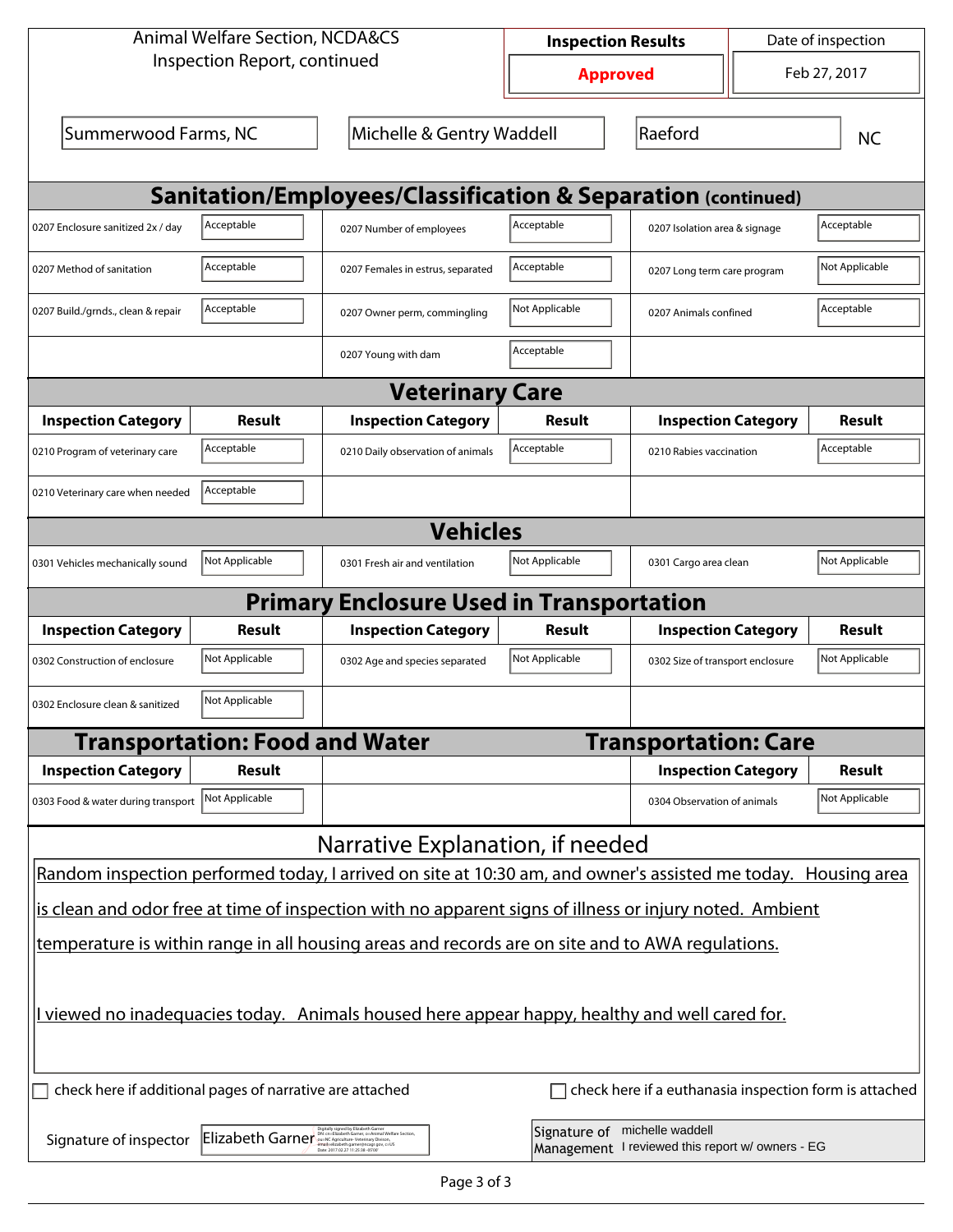Animal Welfare Section, NCDA&CS
Inspection Report, continued

| Inspection Results | Date of inspection |
|---|---|
| **Approved** | Feb 27, 2017 |

Summerwood Farms, NC | Michelle & Gentry Waddell | Raeford | NC

## Sanitation/Employees/Classification & Separation (continued)

| | | | | | |
|---|---|---|---|---|---|
| 0207 Enclosure sanitized 2x / day | Acceptable | 0207 Number of employees | Acceptable | 0207 Isolation area & signage | Acceptable |
| 0207 Method of sanitation | Acceptable | 0207 Females in estrus, separated | Acceptable | 0207 Long term care program | Not Applicable |
| 0207 Build./grnds., clean & repair | Acceptable | 0207 Owner perm, commingling | Not Applicable | 0207 Animals confined | Acceptable |
| | | 0207 Young with dam | Acceptable | | |

## Veterinary Care

| Inspection Category | Result | Inspection Category | Result | Inspection Category | Result |
|---|---|---|---|---|---|
| 0210 Program of veterinary care | Acceptable | 0210 Daily observation of animals | Acceptable | 0210 Rabies vaccination | Acceptable |
| 0210 Veterinary care when needed | Acceptable | | | | |

## Vehicles

| | | | | | |
|---|---|---|---|---|---|
| 0301 Vehicles mechanically sound | Not Applicable | 0301 Fresh air and ventilation | Not Applicable | 0301 Cargo area clean | Not Applicable |

## Primary Enclosure Used in Transportation

| Inspection Category | Result | Inspection Category | Result | Inspection Category | Result |
|---|---|---|---|---|---|
| 0302 Construction of enclosure | Not Applicable | 0302 Age and species separated | Not Applicable | 0302 Size of transport enclosure | Not Applicable |
| 0302 Enclosure clean & sanitized | Not Applicable | | | | |

## Transportation: Food and Water / Transportation: Care

| Inspection Category | Result | | Inspection Category | Result |
|---|---|---|---|---|
| 0303 Food & water during transport | Not Applicable | | 0304 Observation of animals | Not Applicable |

## Narrative Explanation, if needed

Random inspection performed today, I arrived on site at 10:30 am, and owner's assisted me today. Housing area is clean and odor free at time of inspection with no apparent signs of illness or injury noted. Ambient temperature is within range in all housing areas and records are on site and to AWA regulations.

I viewed no inadequacies today. Animals housed here appear happy, healthy and well cared for.

☐ check here if additional pages of narrative are attached ☐ check here if a euthanasia inspection form is attached

Signature of inspector: Elizabeth Garner (Digitally signed by Elizabeth Garner, Date: 2017.02.27)

Signature of Management: michelle waddell — I reviewed this report w/ owners - EG